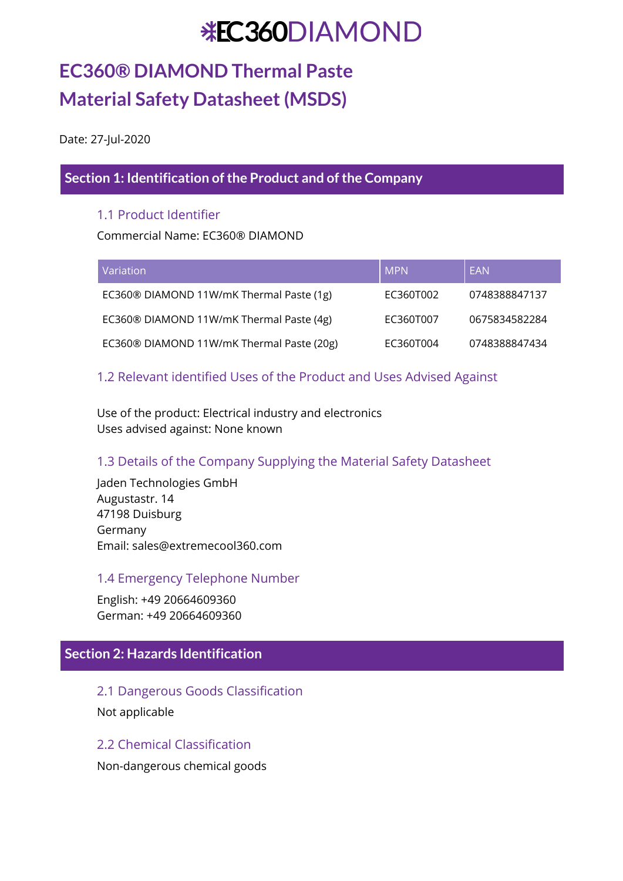# EC360DIAMOND

# EC360® DIAMOND Thermal Paste
# Material Safety Datasheet (MSDS)

Date: 27-Jul-2020

## Section 1: Identification of the Product and of the Company

### 1.1 Product Identifier

Commercial Name: EC360® DIAMOND

| Variation | MPN | EAN |
|---|---|---|
| EC360® DIAMOND 11W/mK Thermal Paste (1g) | EC360T002 | 0748388847137 |
| EC360® DIAMOND 11W/mK Thermal Paste (4g) | EC360T007 | 0675834582284 |
| EC360® DIAMOND 11W/mK Thermal Paste (20g) | EC360T004 | 0748388847434 |

### 1.2 Relevant identified Uses of the Product and Uses Advised Against

Use of the product: Electrical industry and electronics
Uses advised against: None known

### 1.3 Details of the Company Supplying the Material Safety Datasheet

Jaden Technologies GmbH
Augustastr. 14
47198 Duisburg
Germany
Email: sales@extremecool360.com

### 1.4 Emergency Telephone Number

English: +49 20664609360
German: +49 20664609360

## Section 2: Hazards Identification

### 2.1 Dangerous Goods Classification

Not applicable

### 2.2 Chemical Classification

Non-dangerous chemical goods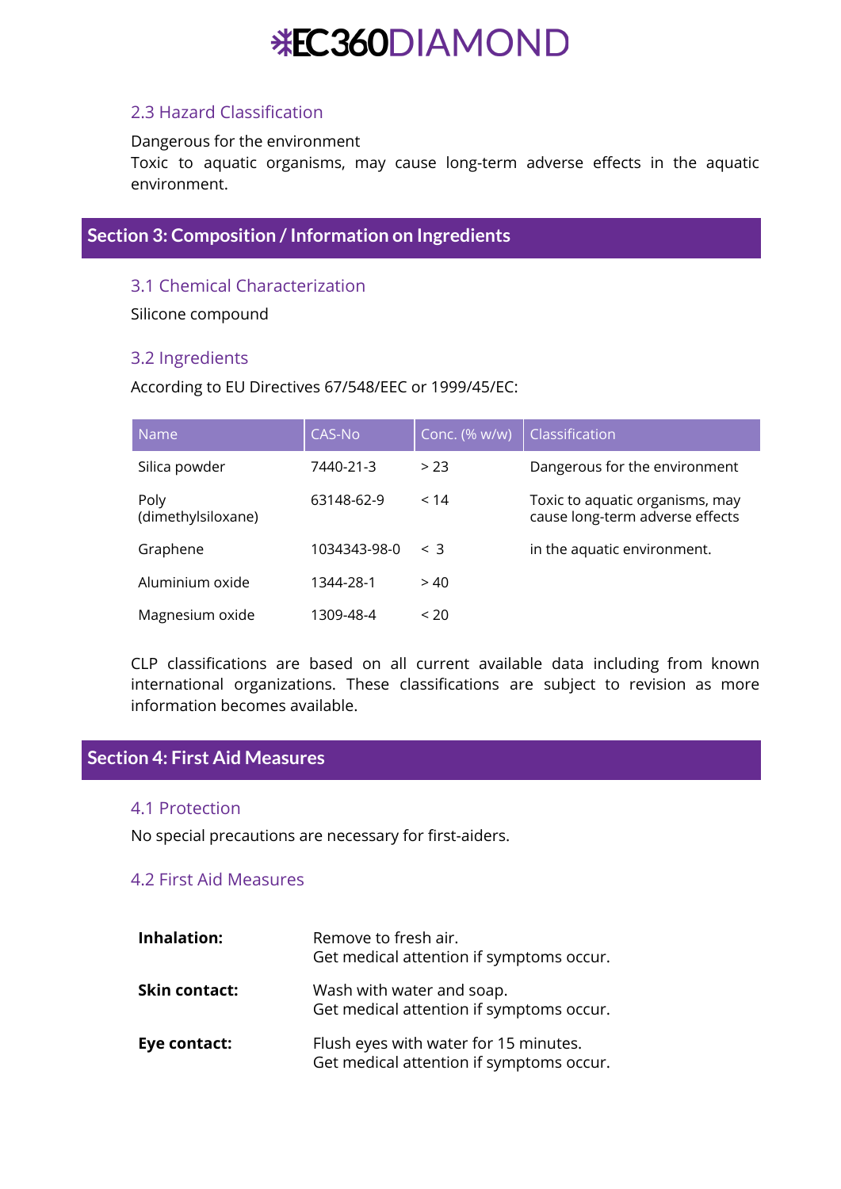### 2.3 Hazard Classification

Dangerous for the environment
Toxic to aquatic organisms, may cause long-term adverse effects in the aquatic environment.

## Section 3: Composition / Information on Ingredients

### 3.1 Chemical Characterization

Silicone compound

### 3.2 Ingredients

According to EU Directives 67/548/EEC or 1999/45/EC:

| Name | CAS-No | Conc. (% w/w) | Classification |
|---|---|---|---|
| Silica powder | 7440-21-3 | > 23 | Dangerous for the environment |
| Poly (dimethylsiloxane) | 63148-62-9 | < 14 | Toxic to aquatic organisms, may cause long-term adverse effects |
| Graphene | 1034343-98-0 | < 3 | in the aquatic environment. |
| Aluminium oxide | 1344-28-1 | > 40 | |
| Magnesium oxide | 1309-48-4 | < 20 | |

CLP classifications are based on all current available data including from known international organizations. These classifications are subject to revision as more information becomes available.

## Section 4: First Aid Measures

### 4.1 Protection

No special precautions are necessary for first-aiders.

### 4.2 First Aid Measures

**Inhalation:** Remove to fresh air.
Get medical attention if symptoms occur.

**Skin contact:** Wash with water and soap.
Get medical attention if symptoms occur.

**Eye contact:** Flush eyes with water for 15 minutes.
Get medical attention if symptoms occur.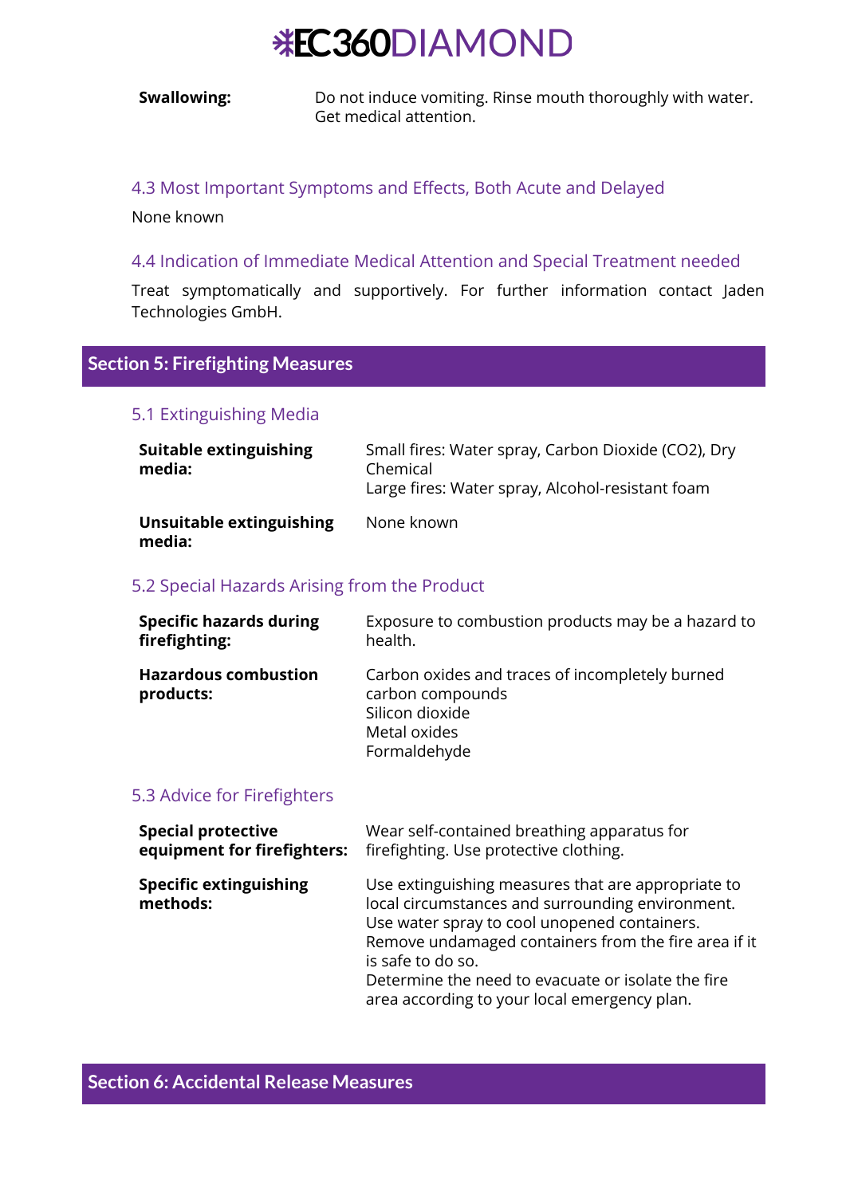| | |
|---|---|
| **Swallowing:** | Do not induce vomiting. Rinse mouth thoroughly with water. Get medical attention. |

### 4.3 Most Important Symptoms and Effects, Both Acute and Delayed

None known

### 4.4 Indication of Immediate Medical Attention and Special Treatment needed

Treat symptomatically and supportively. For further information contact Jaden Technologies GmbH.

## Section 5: Firefighting Measures

### 5.1 Extinguishing Media

| | |
|---|---|
| **Suitable extinguishing media:** | Small fires: Water spray, Carbon Dioxide ($CO_2$), Dry Chemical<br>Large fires: Water spray, Alcohol-resistant foam |
| **Unsuitable extinguishing media:** | None known |

### 5.2 Special Hazards Arising from the Product

| | |
|---|---|
| **Specific hazards during firefighting:** | Exposure to combustion products may be a hazard to health. |
| **Hazardous combustion products:** | Carbon oxides and traces of incompletely burned carbon compounds<br>Silicon dioxide<br>Metal oxides<br>Formaldehyde |

### 5.3 Advice for Firefighters

| | |
|---|---|
| **Special protective equipment for firefighters:** | Wear self-contained breathing apparatus for firefighting. Use protective clothing. |
| **Specific extinguishing methods:** | Use extinguishing measures that are appropriate to local circumstances and surrounding environment.<br>Use water spray to cool unopened containers.<br>Remove undamaged containers from the fire area if it is safe to do so.<br>Determine the need to evacuate or isolate the fire area according to your local emergency plan. |

## Section 6: Accidental Release Measures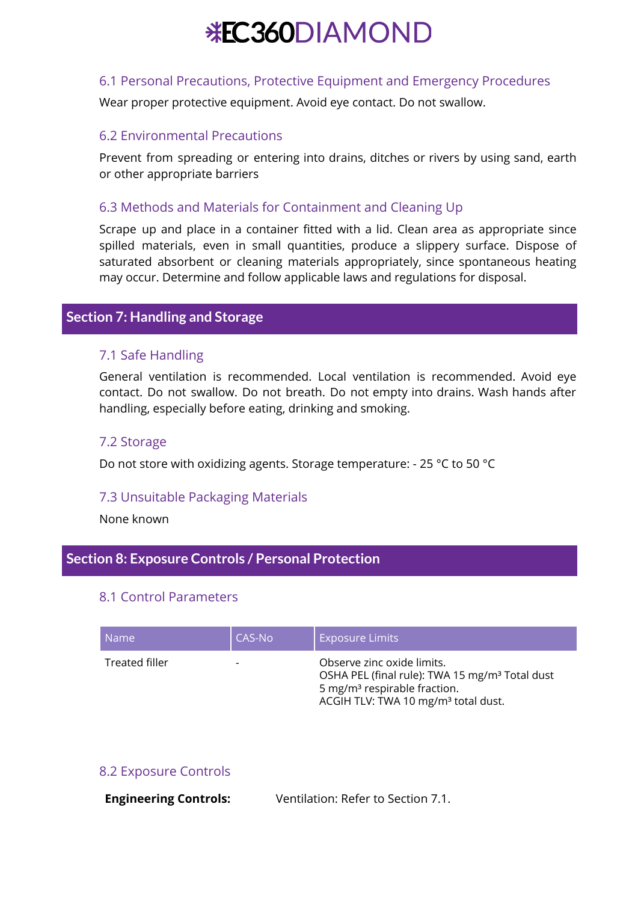### 6.1 Personal Precautions, Protective Equipment and Emergency Procedures

Wear proper protective equipment. Avoid eye contact. Do not swallow.

### 6.2 Environmental Precautions

Prevent from spreading or entering into drains, ditches or rivers by using sand, earth or other appropriate barriers

### 6.3 Methods and Materials for Containment and Cleaning Up

Scrape up and place in a container fitted with a lid. Clean area as appropriate since spilled materials, even in small quantities, produce a slippery surface. Dispose of saturated absorbent or cleaning materials appropriately, since spontaneous heating may occur. Determine and follow applicable laws and regulations for disposal.

## Section 7: Handling and Storage

### 7.1 Safe Handling

General ventilation is recommended. Local ventilation is recommended. Avoid eye contact. Do not swallow. Do not breath. Do not empty into drains. Wash hands after handling, especially before eating, drinking and smoking.

### 7.2 Storage

Do not store with oxidizing agents. Storage temperature: - 25 °C to 50 °C

### 7.3 Unsuitable Packaging Materials

None known

## Section 8: Exposure Controls / Personal Protection

### 8.1 Control Parameters

| Name | CAS-No | Exposure Limits |
| --- | --- | --- |
| Treated filler | - | Observe zinc oxide limits.<br>OSHA PEL (final rule): TWA 15 mg/m³ Total dust<br>5 mg/m³ respirable fraction.<br>ACGIH TLV: TWA 10 mg/m³ total dust. |

### 8.2 Exposure Controls

**Engineering Controls:** Ventilation: Refer to Section 7.1.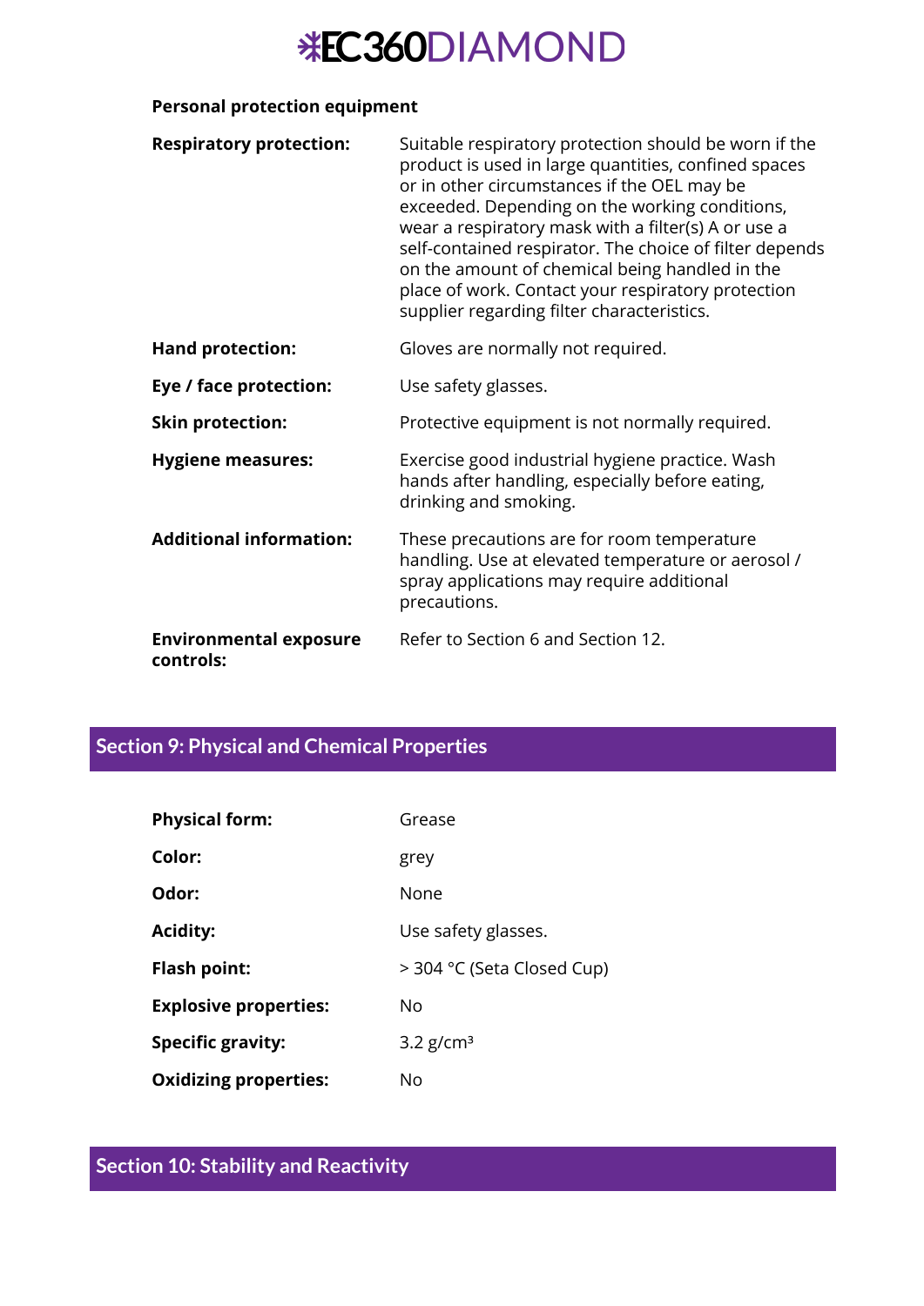**Personal protection equipment**

| | |
|---|---|
| **Respiratory protection:** | Suitable respiratory protection should be worn if the product is used in large quantities, confined spaces or in other circumstances if the OEL may be exceeded. Depending on the working conditions, wear a respiratory mask with a filter(s) A or use a self-contained respirator. The choice of filter depends on the amount of chemical being handled in the place of work. Contact your respiratory protection supplier regarding filter characteristics. |
| **Hand protection:** | Gloves are normally not required. |
| **Eye / face protection:** | Use safety glasses. |
| **Skin protection:** | Protective equipment is not normally required. |
| **Hygiene measures:** | Exercise good industrial hygiene practice. Wash hands after handling, especially before eating, drinking and smoking. |
| **Additional information:** | These precautions are for room temperature handling. Use at elevated temperature or aerosol / spray applications may require additional precautions. |
| **Environmental exposure controls:** | Refer to Section 6 and Section 12. |

## Section 9: Physical and Chemical Properties

| | |
|---|---|
| **Physical form:** | Grease |
| **Color:** | grey |
| **Odor:** | None |
| **Acidity:** | Use safety glasses. |
| **Flash point:** | > 304 °C (Seta Closed Cup) |
| **Explosive properties:** | No |
| **Specific gravity:** | 3.2 g/cm³ |
| **Oxidizing properties:** | No |

## Section 10: Stability and Reactivity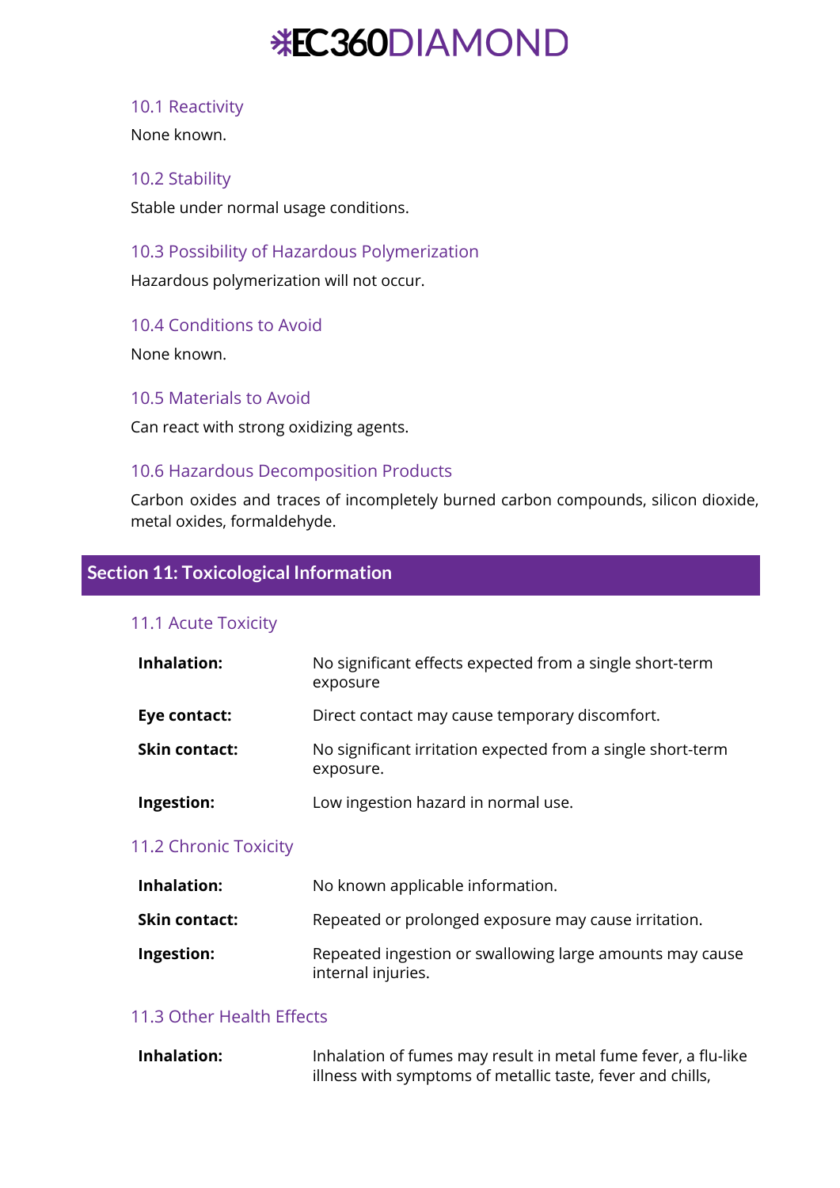### 10.1 Reactivity

None known.

### 10.2 Stability

Stable under normal usage conditions.

### 10.3 Possibility of Hazardous Polymerization

Hazardous polymerization will not occur.

### 10.4 Conditions to Avoid

None known.

### 10.5 Materials to Avoid

Can react with strong oxidizing agents.

### 10.6 Hazardous Decomposition Products

Carbon oxides and traces of incompletely burned carbon compounds, silicon dioxide, metal oxides, formaldehyde.

## Section 11: Toxicological Information

### 11.1 Acute Toxicity

| | |
|---|---|
| **Inhalation:** | No significant effects expected from a single short-term exposure |
| **Eye contact:** | Direct contact may cause temporary discomfort. |
| **Skin contact:** | No significant irritation expected from a single short-term exposure. |
| **Ingestion:** | Low ingestion hazard in normal use. |

### 11.2 Chronic Toxicity

| | |
|---|---|
| **Inhalation:** | No known applicable information. |
| **Skin contact:** | Repeated or prolonged exposure may cause irritation. |
| **Ingestion:** | Repeated ingestion or swallowing large amounts may cause internal injuries. |

### 11.3 Other Health Effects

| | |
|---|---|
| **Inhalation:** | Inhalation of fumes may result in metal fume fever, a flu-like illness with symptoms of metallic taste, fever and chills, |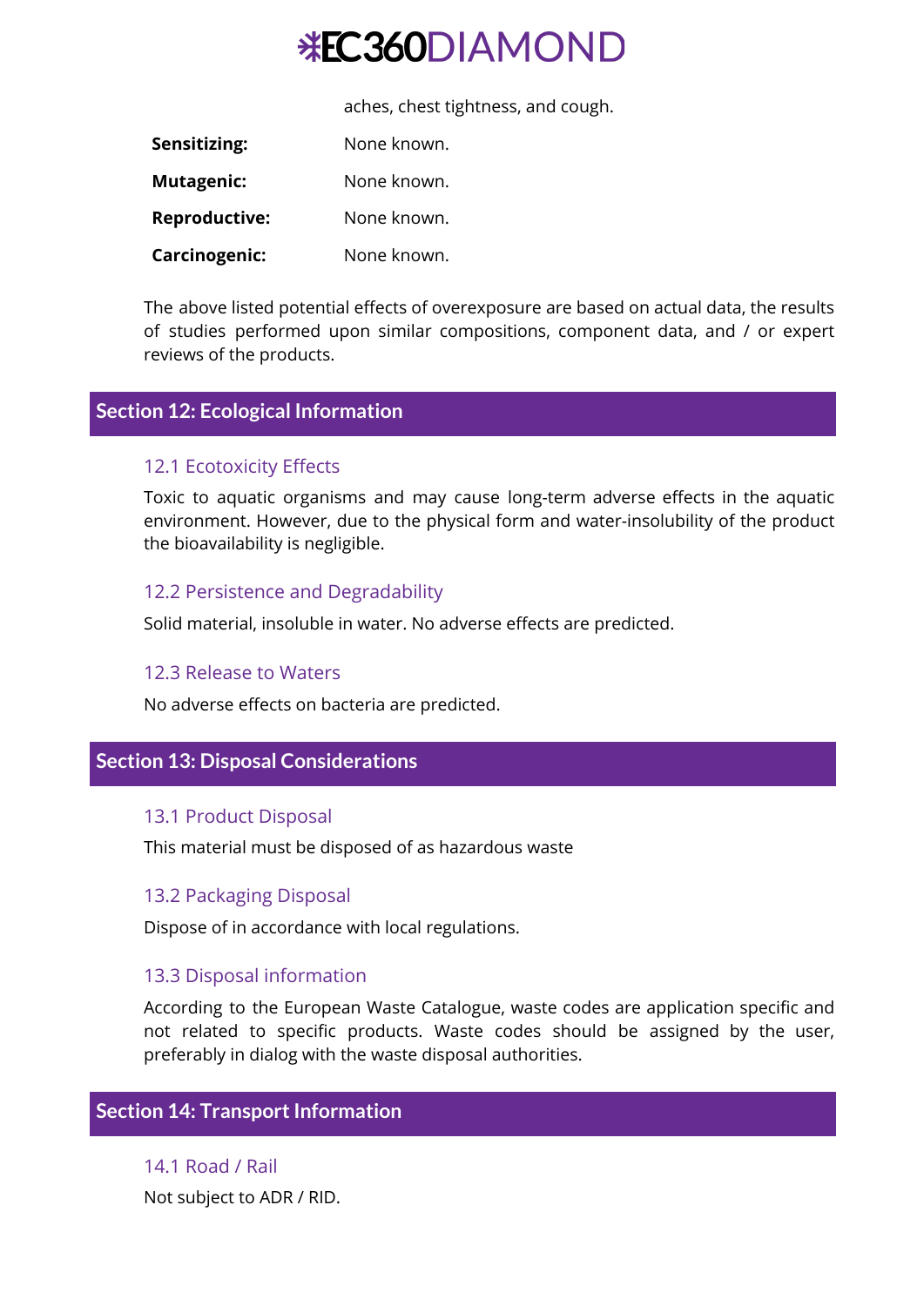aches, chest tightness, and cough.

| | |
|---|---|
| **Sensitizing:** | None known. |
| **Mutagenic:** | None known. |
| **Reproductive:** | None known. |
| **Carcinogenic:** | None known. |

The above listed potential effects of overexposure are based on actual data, the results of studies performed upon similar compositions, component data, and / or expert reviews of the products.

## Section 12: Ecological Information

### 12.1 Ecotoxicity Effects

Toxic to aquatic organisms and may cause long-term adverse effects in the aquatic environment. However, due to the physical form and water-insolubility of the product the bioavailability is negligible.

### 12.2 Persistence and Degradability

Solid material, insoluble in water. No adverse effects are predicted.

### 12.3 Release to Waters

No adverse effects on bacteria are predicted.

## Section 13: Disposal Considerations

### 13.1 Product Disposal

This material must be disposed of as hazardous waste

### 13.2 Packaging Disposal

Dispose of in accordance with local regulations.

### 13.3 Disposal information

According to the European Waste Catalogue, waste codes are application specific and not related to specific products. Waste codes should be assigned by the user, preferably in dialog with the waste disposal authorities.

## Section 14: Transport Information

### 14.1 Road / Rail

Not subject to ADR / RID.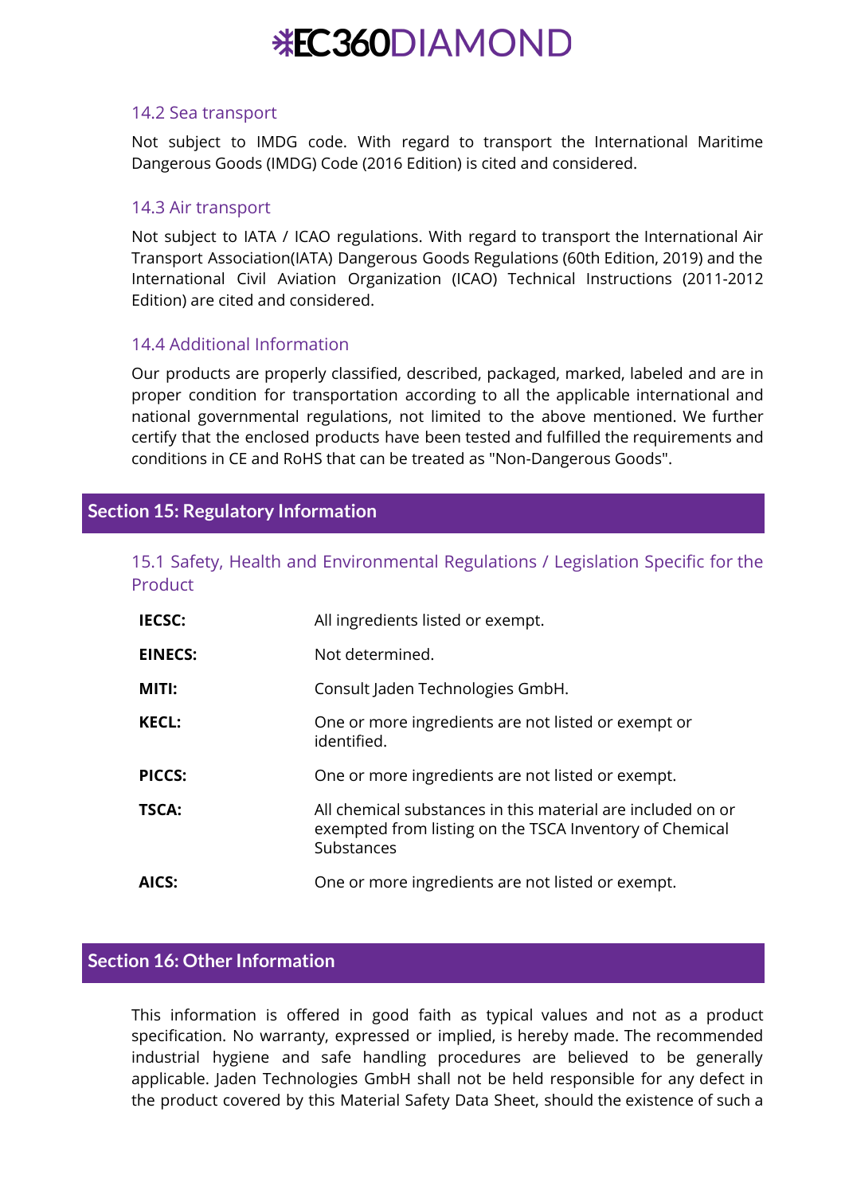### 14.2 Sea transport

Not subject to IMDG code. With regard to transport the International Maritime Dangerous Goods (IMDG) Code (2016 Edition) is cited and considered.

### 14.3 Air transport

Not subject to IATA / ICAO regulations. With regard to transport the International Air Transport Association(IATA) Dangerous Goods Regulations (60th Edition, 2019) and the International Civil Aviation Organization (ICAO) Technical Instructions (2011-2012 Edition) are cited and considered.

### 14.4 Additional Information

Our products are properly classified, described, packaged, marked, labeled and are in proper condition for transportation according to all the applicable international and national governmental regulations, not limited to the above mentioned. We further certify that the enclosed products have been tested and fulfilled the requirements and conditions in CE and RoHS that can be treated as "Non-Dangerous Goods".

## Section 15: Regulatory Information

### 15.1 Safety, Health and Environmental Regulations / Legislation Specific for the Product

| | |
|---|---|
| **IECSC:** | All ingredients listed or exempt. |
| **EINECS:** | Not determined. |
| **MITI:** | Consult Jaden Technologies GmbH. |
| **KECL:** | One or more ingredients are not listed or exempt or identified. |
| **PICCS:** | One or more ingredients are not listed or exempt. |
| **TSCA:** | All chemical substances in this material are included on or exempted from listing on the TSCA Inventory of Chemical Substances |
| **AICS:** | One or more ingredients are not listed or exempt. |

## Section 16: Other Information

This information is offered in good faith as typical values and not as a product specification. No warranty, expressed or implied, is hereby made. The recommended industrial hygiene and safe handling procedures are believed to be generally applicable. Jaden Technologies GmbH shall not be held responsible for any defect in the product covered by this Material Safety Data Sheet, should the existence of such a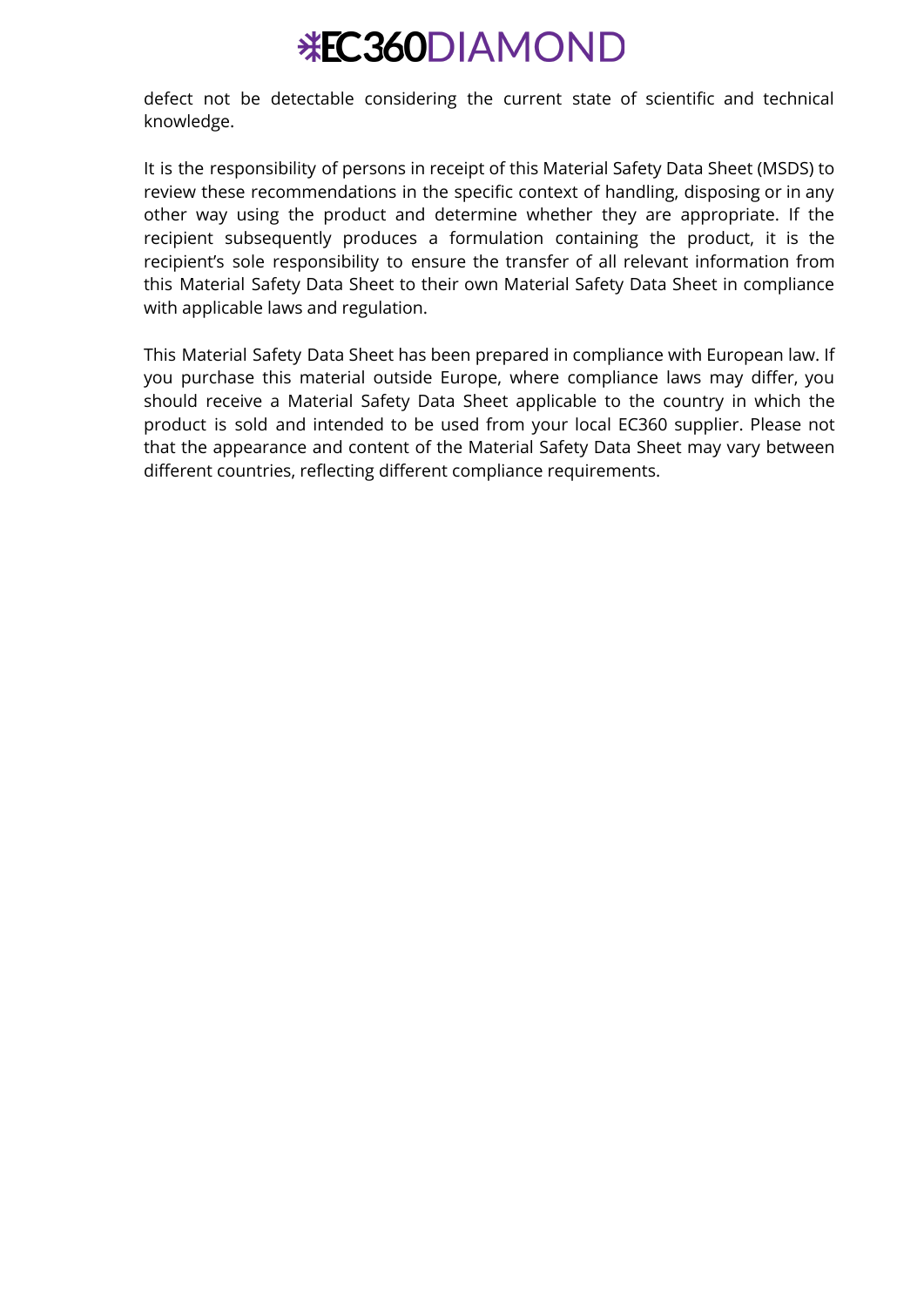defect not be detectable considering the current state of scientific and technical knowledge.

It is the responsibility of persons in receipt of this Material Safety Data Sheet (MSDS) to review these recommendations in the specific context of handling, disposing or in any other way using the product and determine whether they are appropriate. If the recipient subsequently produces a formulation containing the product, it is the recipient's sole responsibility to ensure the transfer of all relevant information from this Material Safety Data Sheet to their own Material Safety Data Sheet in compliance with applicable laws and regulation.

This Material Safety Data Sheet has been prepared in compliance with European law. If you purchase this material outside Europe, where compliance laws may differ, you should receive a Material Safety Data Sheet applicable to the country in which the product is sold and intended to be used from your local EC360 supplier. Please not that the appearance and content of the Material Safety Data Sheet may vary between different countries, reflecting different compliance requirements.